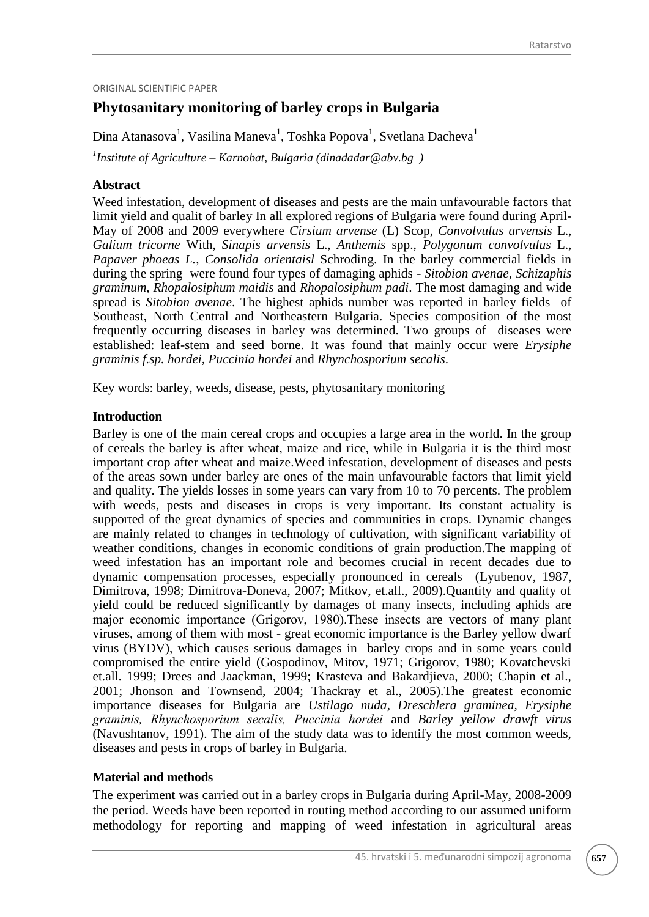ORIGINAL SCIENTIFIC PAPER

# Phytosanitary monitoring of barley crops in Bulgaria

Dina Atanasova[1], Vasilina Maneva[1], Toshka Popova[1], Svetlana Dacheva[1]

[1]*Institute of Agriculture – Karnobat, Bulgaria (dinadadar@abv.bg )*

## Abstract

Weed infestation, development of diseases and pests are the main unfavourable factors that limit yield and qualit of barley In all explored regions of Bulgaria were found during April-May of 2008 and 2009 everywhere *Cirsium arvense* (L) Scop, *Convolvulus arvensis* L., *Galium tricorne* With, *Sinapis arvensis* L., *Anthemis* spp., *Polygonum convolvulus* L., *Papaver phoeas L.*, *Consolida orientaisl* Schroding. In the barley commercial fields in during the spring were found four types of damaging aphids - *Sitobion avenae*, *Schizaphis graminum*, *Rhopalosiphum maidis* and *Rhopalosiphum padi*. The most damaging and wide spread is *Sitobion avenae*. The highest aphids number was reported in barley fields of Southeast, North Central and Northeastern Bulgaria. Species composition of the most frequently occurring diseases in barley was determined. Two groups of diseases were established: leaf-stem and seed borne. It was found that mainly occur were *Erysiphe graminis f.sp. hordei, Puccinia hordei* and *Rhynchosporium secalis*.

Key words: barley, weeds, disease, pests, phytosanitary monitoring

## Introduction

Barley is one of the main cereal crops and occupies a large area in the world. In the group of cereals the barley is after wheat, maize and rice, while in Bulgaria it is the third most important crop after wheat and maize.Weed infestation, development of diseases and pests of the areas sown under barley are ones of the main unfavourable factors that limit yield and quality. The yields losses in some years can vary from 10 to 70 percents. The problem with weeds, pests and diseases in crops is very important. Its constant actuality is supported of the great dynamics of species and communities in crops. Dynamic changes are mainly related to changes in technology of cultivation, with significant variability of weather conditions, changes in economic conditions of grain production.The mapping of weed infestation has an important role and becomes crucial in recent decades due to dynamic compensation processes, especially pronounced in cereals (Lyubenov, 1987, Dimitrova, 1998; Dimitrova-Doneva, 2007; Mitkov, et.all., 2009).Quantity and quality of yield could be reduced significantly by damages of many insects, including aphids are major economic importance (Grigorov, 1980).These insects are vectors of many plant viruses, among of them with most - great economic importance is the Barley yellow dwarf virus (BYDV), which causes serious damages in barley crops and in some years could compromised the entire yield (Gospodinov, Mitov, 1971; Grigorov, 1980; Kovatchevski et.all. 1999; Drees and Jaackman, 1999; Krasteva and Bakardjieva, 2000; Chapin et al., 2001; Jhonson and Townsend, 2004; Thackray et al., 2005).The greatest economic importance diseases for Bulgaria are *Ustilago nuda*, *Dreschlera graminea*, *Erysiphe graminis, Rhynchosporium secalis, Puccinia hordei* and *Barley yellow drawft virus* (Navushtanov, 1991). The aim of the study data was to identify the most common weeds, diseases and pests in crops of barley in Bulgaria.

## Material and methods

The experiment was carried out in a barley crops in Bulgaria during April-May, 2008-2009 the period. Weeds have been reported in routing method according to our assumed uniform methodology for reporting and mapping of weed infestation in agricultural areas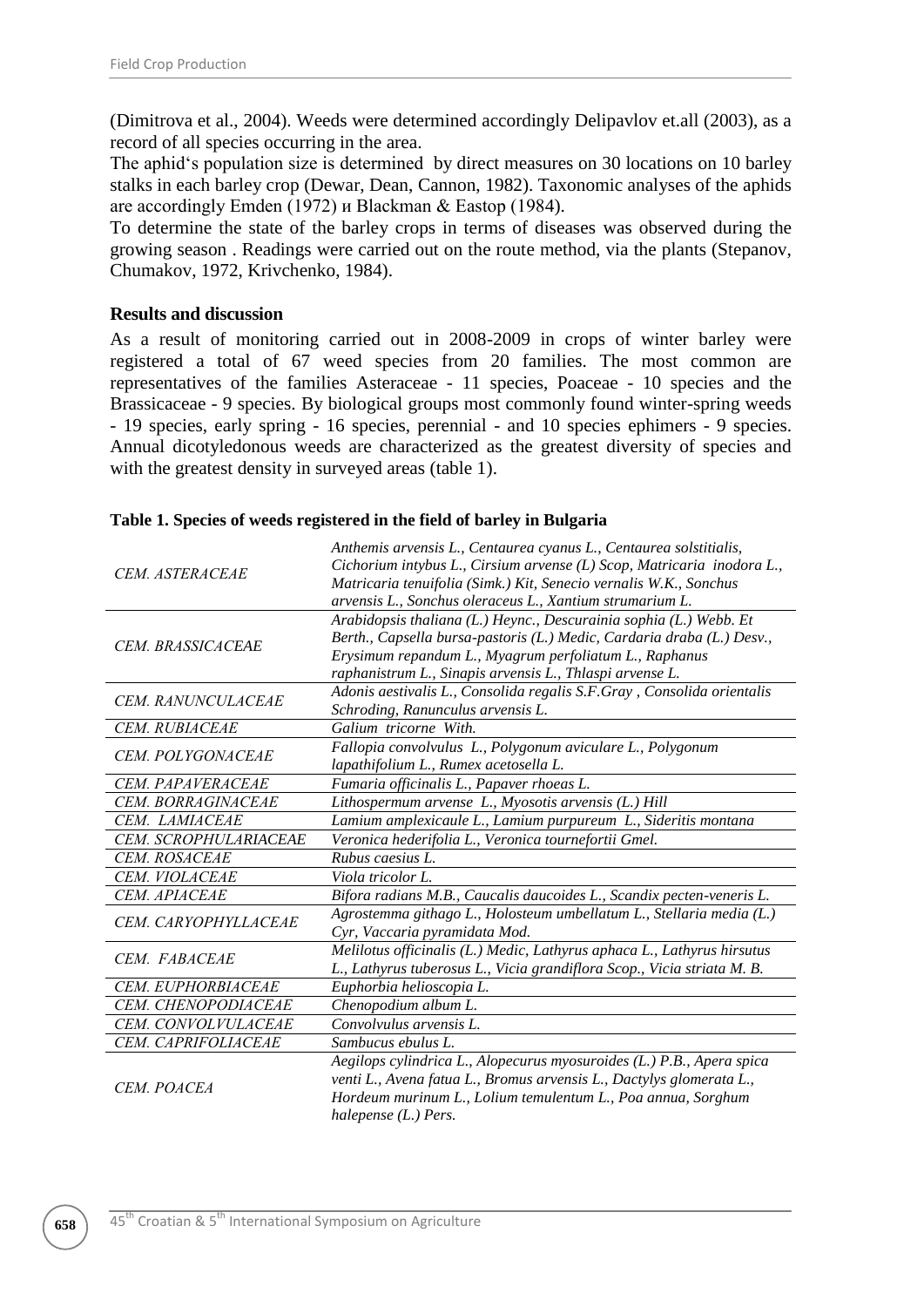(Dimitrova et al., 2004). Weeds were determined accordingly Delipavlov et.all (2003), as a record of all species occurring in the area.

The aphid's population size is determined by direct measures on 30 locations on 10 barley stalks in each barley crop (Dewar, Dean, Cannon, 1982). Taxonomic analyses of the aphids are accordingly Emden (1972) и Blackman & Eastop (1984).

To determine the state of the barley crops in terms of diseases was observed during the growing season . Readings were carried out on the route method, via the plants (Stepanov, Chumakov, 1972, Krivchenko, 1984).

**Results and discussion**

As a result of monitoring carried out in 2008-2009 in crops of winter barley were registered a total of 67 weed species from 20 families. The most common are representatives of the families Asteraceae - 11 species, Poaceae - 10 species and the Brassicaceae - 9 species. By biological groups most commonly found winter-spring weeds - 19 species, early spring - 16 species, perennial - and 10 species ephimers - 9 species. Annual dicotyledonous weeds are characterized as the greatest diversity of species and with the greatest density in surveyed areas (table 1).

**Table 1. Species of weeds registered in the field of barley in Bulgaria**

| | |
|---|---|
| *CEM. ASTERACEAE* | *Anthemis arvensis L., Centaurea cyanus L., Centaurea solstitialis, Cichorium intybus L., Cirsium arvense (L) Scop, Matricaria inodora L., Matricaria tenuifolia (Simk.) Kit, Senecio vernalis W.K., Sonchus arvensis L., Sonchus oleraceus L., Xantium strumarium L.* |
| *CEM. BRASSICACEAE* | *Arabidopsis thaliana (L.) Heync., Descurainia sophia (L.) Webb. Et Berth., Capsella bursa-pastoris (L.) Medic, Cardaria draba (L.) Desv., Erysimum repandum L., Myagrum perfoliatum L., Raphanus raphanistrum L., Sinapis arvensis L., Thlaspi arvense L.* |
| *CEM. RANUNCULACEAE* | *Adonis aestivalis L., Consolida regalis S.F.Gray , Consolida orientalis Schroding, Ranunculus arvensis L.* |
| *CEM. RUBIACEAE* | *Galium tricorne With.* |
| *CEM. POLYGONACEAE* | *Fallopia convolvulus L., Polygonum aviculare L., Polygonum lapathifolium L., Rumex acetosella L.* |
| *CEM. PAPAVERACEAE* | *Fumaria officinalis L., Papaver rhoeas L.* |
| *CEM. BORRAGINACEAE* | *Lithospermum arvense L., Myosotis arvensis (L.) Hill* |
| *CEM. LAMIACEAE* | *Lamium amplexicaule L., Lamium purpureum L., Sideritis montana* |
| *CEM. SCROPHULARIACEAE* | *Veronica hederifolia L., Veronica tournefortii Gmel.* |
| *CEM. ROSACEAE* | *Rubus caesius L.* |
| *CEM. VIOLACEAE* | *Viola tricolor L.* |
| *CEM. APIACEAE* | *Bifora radians M.B., Caucalis daucoides L., Scandix pecten-veneris L.* |
| *CEM. CARYOPHYLLACEAE* | *Agrostemma githago L., Holosteum umbellatum L., Stellaria media (L.) Cyr, Vaccaria pyramidata Mod.* |
| *CEM. FABACEAE* | *Melilotus officinalis (L.) Medic, Lathyrus aphaca L., Lathyrus hirsutus L., Lathyrus tuberosus L., Vicia grandiflora Scop., Vicia striata M. B.* |
| *CEM. EUPHORBIACEAE* | *Euphorbia helioscopia L.* |
| *CEM. CHENOPODIACEAE* | *Chenopodium album L.* |
| *CEM. CONVOLVULACEAE* | *Convolvulus arvensis L.* |
| *CEM. CAPRIFOLIACEAE* | *Sambucus ebulus L.* |
| *CEM. POACEA* | *Aegilops cylindrica L., Alopecurus myosuroides (L.) P.B., Apera spica venti L., Avena fatua L., Bromus arvensis L., Dactylys glomerata L., Hordeum murinum L., Lolium temulentum L., Poa annua, Sorghum halepense (L.) Pers.* |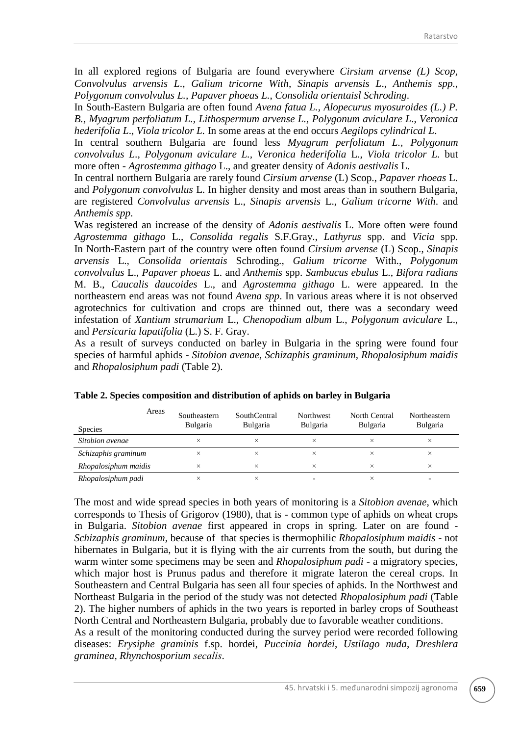In all explored regions of Bulgaria are found everywhere *Cirsium arvense (L) Scop*, *Convolvulus arvensis L*., *Galium tricorne With*, *Sinapis arvensis L*., *Anthemis spp.*, *Polygonum convolvulus L., Papaver phoeas L*., *Consolida orientaisl Schroding*.

In South-Eastern Bulgaria are often found *Avena fatua L., Alopecurus myosuroides (L.) P. B.*, *Myagrum perfoliatum L.*, *Lithospermum arvense L*., *Polygonum aviculare L*., *Veronica hederifolia L*., *Viola tricolor L.* In some areas at the end occurs *Aegilops cylindrical L*.

In central southern Bulgaria are found less *Myagrum perfoliatum L., Polygonum convolvulus L*., *Polygonum aviculare L., Veronica hederifolia* L., *Viola tricolor L.* but more often - *Agrostemma githago* L., and greater density of *Adonis aestivalis* L.

In central northern Bulgaria are rarely found *Cirsium arvense* (L) Scop., *Papaver rhoeas* L. and *Polygonum convolvulus* L. In higher density and most areas than in southern Bulgaria, are registered *Convolvulus arvensis* L., *Sinapis arvensis* L., *Galium tricorne With*. and *Anthemis spp*.

Was registered an increase of the density of *Adonis aestivalis* L. More often were found *Agrostemma githago* L., *Consolida regalis* S.F.Gray., *Lathyrus* spp. and *Vicia* spp. In North-Eastern part of the country were often found *Cirsium arvense* (L) Scop., *Sinapis arvensis* L., *Consolida orientais* Schroding., *Galium tricorne* With., *Polygonum convolvulus* L., *Papaver phoeas* L. and *Anthemis* spp. *Sambucus ebulus* L., *Bifora radians* M. B., *Caucalis daucoides* L., and *Agrostemma githago* L. were appeared. In the northeastern end areas was not found *Avena spp*. In various areas where it is not observed agrotechnics for cultivation and crops are thinned out, there was a secondary weed infestation of *Xantium strumarium* L., *Chenopodium album* L., *Polygonum aviculare* L., and *Persicaria lapatifolia* (L.) S. F. Gray.

As a result of surveys conducted on barley in Bulgaria in the spring were found four species of harmful aphids - *Sitobion avenae, Schizaphis graminum*, *Rhopalosiphum maidis* and *Rhopalosiphum padi* (Table 2).

**Table 2. Species composition and distribution of aphids on barley in Bulgaria**

| Species / Areas | Southeastern Bulgaria | SouthCentral Bulgaria | Northwest Bulgaria | North Central Bulgaria | Northeastern Bulgaria |
|---|---|---|---|---|---|
| *Sitobion avenae* | × | × | × | × | × |
| *Schizaphis graminum* | × | × | × | × | × |
| *Rhopalosiphum maidis* | × | × | × | × | × |
| *Rhopalosiphum padi* | × | × | - | × | - |

The most and wide spread species in both years of monitoring is a *Sitobion avenae*, which corresponds to Thesis of Grigorov (1980), that is - common type of aphids on wheat crops in Bulgaria. *Sitobion avenae* first appeared in crops in spring. Later on are found - *Schizaphis graminum*, because of that species is thermophilic *Rhopalosiphum maidis* - not hibernates in Bulgaria, but it is flying with the air currents from the south, but during the warm winter some specimens may be seen and *Rhopalosiphum padi* - a migratory species, which major host is Prunus padus and therefore it migrate lateron the cereal crops. In Southeastern and Central Bulgaria has seen all four species of aphids. In the Northwest and Northeast Bulgaria in the period of the study was not detected *Rhopalosiphum padi* (Table 2). The higher numbers of aphids in the two years is reported in barley crops of Southeast North Central and Northeastern Bulgaria, probably due to favorable weather conditions.

As a result of the monitoring conducted during the survey period were recorded following diseases: *Erysiphe graminis* f.sp. hordei, *Puccinia hordei*, *Ustilago nuda*, *Dreshlera graminea*, *Rhynchosporium secalis*.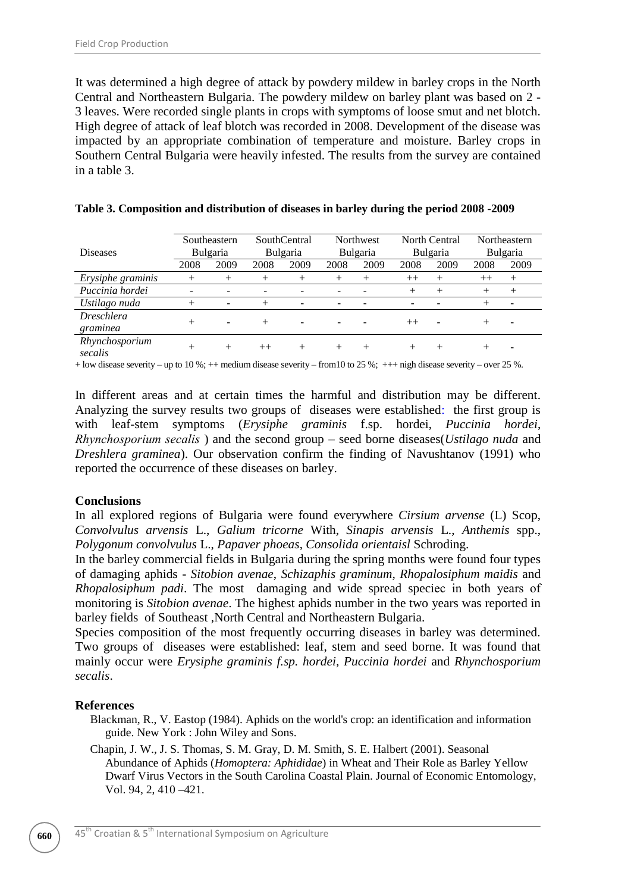It was determined a high degree of attack by powdery mildew in barley crops in the North Central and Northeastern Bulgaria. The powdery mildew on barley plant was based on 2 - 3 leaves. Were recorded single plants in crops with symptoms of loose smut and net blotch. High degree of attack of leaf blotch was recorded in 2008. Development of the disease was impacted by an appropriate combination of temperature and moisture. Barley crops in Southern Central Bulgaria were heavily infested. The results from the survey are contained in a table 3.

**Table 3. Composition and distribution of diseases in barley during the period 2008 -2009**

| Diseases | Southeastern Bulgaria | | SouthCentral Bulgaria | | Northwest Bulgaria | | North Central Bulgaria | | Northeastern Bulgaria | |
|---|---|---|---|---|---|---|---|---|---|---|
| | 2008 | 2009 | 2008 | 2009 | 2008 | 2009 | 2008 | 2009 | 2008 | 2009 |
| *Erysiphe graminis* | + | + | + | + | + | + | ++ | + | ++ | + |
| *Puccinia hordei* | - | - | - | - | - | - | + | + | + | + |
| *Ustilago nuda* | + | - | + | - | - | - | - | - | + | - |
| *Dreschlera graminea* | + | - | + | - | - | - | ++ | - | + | - |
| *Rhynchosporium secalis* | + | + | ++ | + | + | + | + | + | + | - |

+ low disease severity – up to 10 %; ++ medium disease severity – from10 to 25 %; +++ nigh disease severity – over 25 %.

In different areas and at certain times the harmful and distribution may be different. Analyzing the survey results two groups of diseases were established: the first group is with leaf-stem symptoms (*Erysiphe graminis* f.sp. hordei, *Puccinia hordei*, *Rhynchosporium secalis* ) and the second group – seed borne diseases(*Ustilago nuda* and *Dreshlera graminea*). Our observation confirm the finding of Navushtanov (1991) who reported the occurrence of these diseases on barley.

## Conclusions

In all explored regions of Bulgaria were found everywhere *Cirsium arvense* (L) Scop, *Convolvulus arvensis* L., *Galium tricorne* With, *Sinapis arvensis* L., *Anthemis* spp., *Polygonum convolvulus* L., *Papaver phoeas*, *Consolida orientaisl* Schroding.

In the barley commercial fields in Bulgaria during the spring months were found four types of damaging aphids - *Sitobion avenae, Schizaphis graminum*, *Rhopalosiphum maidis* and *Rhopalosiphum padi*. The most damaging and wide spread speciec in both years of monitoring is *Sitobion avenae*. The highest aphids number in the two years was reported in barley fields of Southeast ,North Central and Northeastern Bulgaria.

Species composition of the most frequently occurring diseases in barley was determined. Two groups of diseases were established: leaf, stem and seed borne. It was found that mainly occur were *Erysiphe graminis f.sp. hordei*, *Puccinia hordei* and *Rhynchosporium secalis*.

## References

Blackman, R., V. Eastop (1984). Aphids on the world's crop: an identification and information guide. New York : John Wiley and Sons.

Chapin, J. W., J. S. Thomas, S. M. Gray, D. M. Smith, S. E. Halbert (2001). Seasonal Abundance of Aphids (*Homoptera: Aphididae*) in Wheat and Their Role as Barley Yellow Dwarf Virus Vectors in the South Carolina Coastal Plain. Journal of Economic Entomology, Vol. 94, 2, 410 –421.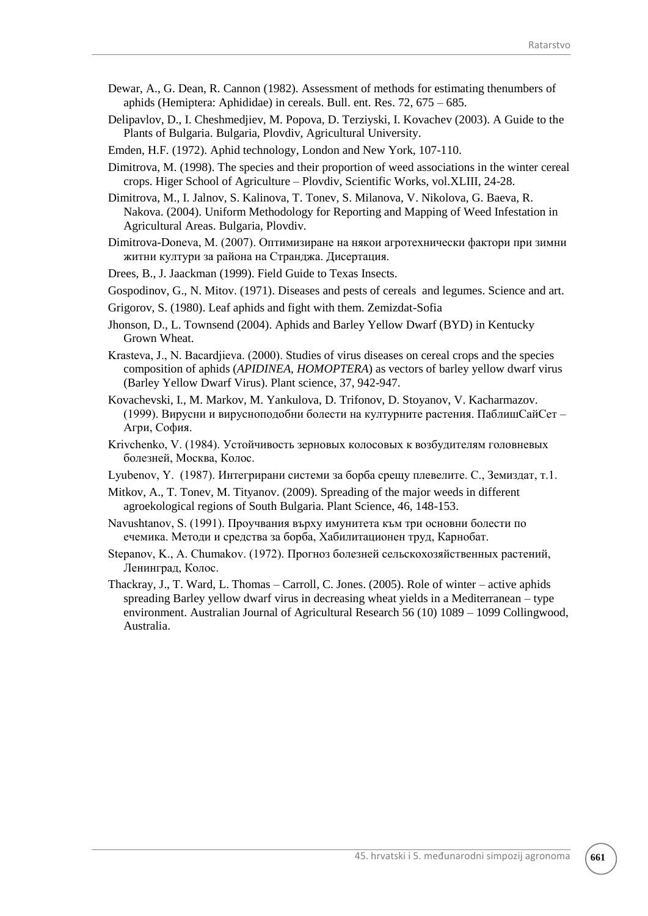Dewar, A., G. Dean, R. Cannon (1982). Assessment of methods for estimating thenumbers of aphids (Hemiptera: Aphididae) in cereals. Bull. ent. Res. 72, 675 – 685.

Delipavlov, D., I. Cheshmedjiev, M. Popova, D. Terziyski, I. Kovachev (2003). A Guide to the Plants of Bulgaria. Bulgaria, Plovdiv, Agricultural University.

Emden, H.F. (1972). Aphid technology, London and New York, 107-110.

Dimitrova, M. (1998). The species and their proportion of weed associations in the winter cereal crops. Higer School of Agriculture – Plovdiv, Scientific Works, vol.XLIII, 24-28.

Dimitrova, M., I. Jalnov, S. Kalinova, T. Tonev, S. Milanova, V. Nikolova, G. Baeva, R. Nakova. (2004). Uniform Methodology for Reporting and Mapping of Weed Infestation in Agricultural Areas. Bulgaria, Plovdiv.

Dimitrova-Doneva, M. (2007). Оптимизиране на някои агротехнически фактори при зимни житни култури за района на Странджа. Дисертация.

Drees, B., J. Jaackman (1999). Field Guide to Texas Insects.

Gospodinov, G., N. Mitov. (1971). Diseases and pests of cereals and legumes. Science and art.

Grigorov, S. (1980). Leaf aphids and fight with them. Zemizdat-Sofia

Jhonson, D., L. Townsend (2004). Aphids and Barley Yellow Dwarf (BYD) in Kentucky Grown Wheat.

Krasteva, J., N. Bacardjieva. (2000). Studies of virus diseases on cereal crops and the species composition of aphids (*APIDINEA, HOMOPTERA*) as vectors of barley yellow dwarf virus (Barley Yellow Dwarf Virus). Plant science, 37, 942-947.

Kovachevski, I., M. Markov, M. Yankulova, D. Trifonov, D. Stoyanov, V. Kacharmazov. (1999). Вирусни и вирусноподобни болести на културните растения. ПаблишСайСет – Агри, София.

Krivchenko, V. (1984). Устойчивость зерновых колосовых к возбудителям головневых болезней, Москва, Колос.

Lyubenov, Y. (1987). Интегрирани системи за борба срещу плевелите. С., Земиздат, т.1.

Mitkov, A., T. Tonev, M. Tityanov. (2009). Spreading of the major weeds in different agroekological regions of South Bulgaria. Plant Science, 46, 148-153.

Navushtanov, S. (1991). Проучвания върху имунитета към три основни болести по ечемика. Методи и средства за борба, Хабилитационен труд, Карнобат.

Stepanov, K., A. Chumakov. (1972). Прогноз болезней сельскохозяйственных растений, Ленинград, Колос.

Thackray, J., T. Ward, L. Thomas – Carroll, C. Jones. (2005). Role of winter – active aphids spreading Barley yellow dwarf virus in decreasing wheat yields in a Mediterranean – type environment. Australian Journal of Agricultural Research 56 (10) 1089 – 1099 Collingwood, Australia.